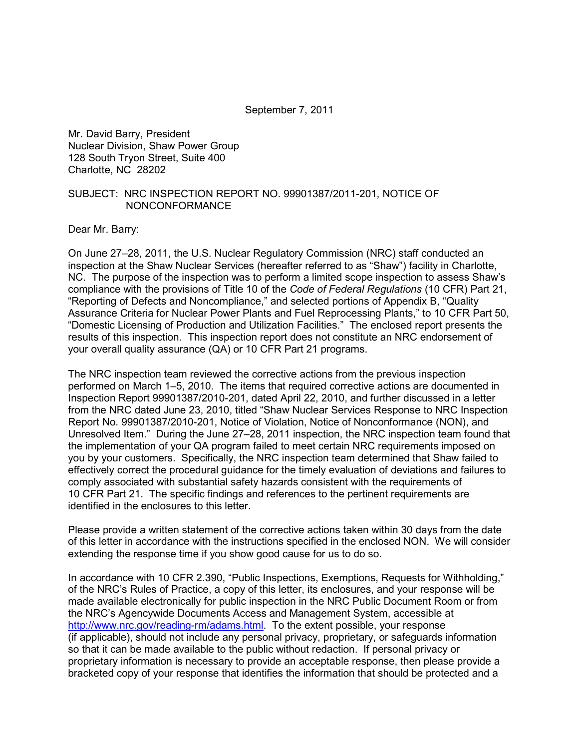September 7, 2011

Mr. David Barry, President
Nuclear Division, Shaw Power Group
128 South Tryon Street, Suite 400
Charlotte, NC 28202

SUBJECT: NRC INSPECTION REPORT NO. 99901387/2011-201, NOTICE OF NONCONFORMANCE

Dear Mr. Barry:

On June 27–28, 2011, the U.S. Nuclear Regulatory Commission (NRC) staff conducted an inspection at the Shaw Nuclear Services (hereafter referred to as "Shaw") facility in Charlotte, NC. The purpose of the inspection was to perform a limited scope inspection to assess Shaw's compliance with the provisions of Title 10 of the *Code of Federal Regulations* (10 CFR) Part 21, "Reporting of Defects and Noncompliance," and selected portions of Appendix B, "Quality Assurance Criteria for Nuclear Power Plants and Fuel Reprocessing Plants," to 10 CFR Part 50, "Domestic Licensing of Production and Utilization Facilities." The enclosed report presents the results of this inspection. This inspection report does not constitute an NRC endorsement of your overall quality assurance (QA) or 10 CFR Part 21 programs.

The NRC inspection team reviewed the corrective actions from the previous inspection performed on March 1–5, 2010. The items that required corrective actions are documented in Inspection Report 99901387/2010-201, dated April 22, 2010, and further discussed in a letter from the NRC dated June 23, 2010, titled "Shaw Nuclear Services Response to NRC Inspection Report No. 99901387/2010-201, Notice of Violation, Notice of Nonconformance (NON), and Unresolved Item." During the June 27–28, 2011 inspection, the NRC inspection team found that the implementation of your QA program failed to meet certain NRC requirements imposed on you by your customers. Specifically, the NRC inspection team determined that Shaw failed to effectively correct the procedural guidance for the timely evaluation of deviations and failures to comply associated with substantial safety hazards consistent with the requirements of 10 CFR Part 21. The specific findings and references to the pertinent requirements are identified in the enclosures to this letter.

Please provide a written statement of the corrective actions taken within 30 days from the date of this letter in accordance with the instructions specified in the enclosed NON. We will consider extending the response time if you show good cause for us to do so.

In accordance with 10 CFR 2.390, "Public Inspections, Exemptions, Requests for Withholding," of the NRC's Rules of Practice, a copy of this letter, its enclosures, and your response will be made available electronically for public inspection in the NRC Public Document Room or from the NRC's Agencywide Documents Access and Management System, accessible at http://www.nrc.gov/reading-rm/adams.html. To the extent possible, your response (if applicable), should not include any personal privacy, proprietary, or safeguards information so that it can be made available to the public without redaction. If personal privacy or proprietary information is necessary to provide an acceptable response, then please provide a bracketed copy of your response that identifies the information that should be protected and a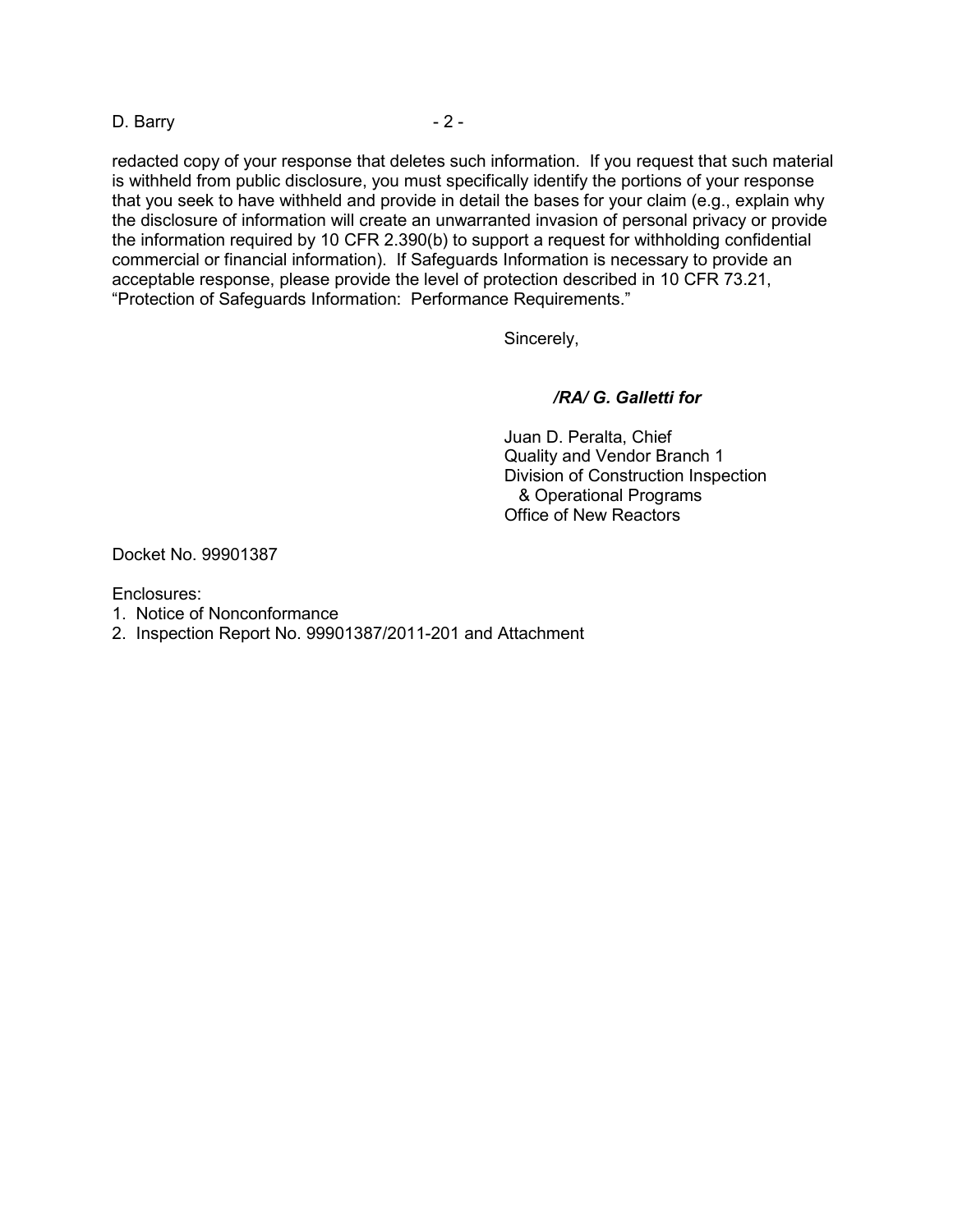redacted copy of your response that deletes such information. If you request that such material is withheld from public disclosure, you must specifically identify the portions of your response that you seek to have withheld and provide in detail the bases for your claim (e.g., explain why the disclosure of information will create an unwarranted invasion of personal privacy or provide the information required by 10 CFR 2.390(b) to support a request for withholding confidential commercial or financial information). If Safeguards Information is necessary to provide an acceptable response, please provide the level of protection described in 10 CFR 73.21, "Protection of Safeguards Information: Performance Requirements."

Sincerely,

***/RA/ G. Galletti for***

Juan D. Peralta, Chief
Quality and Vendor Branch 1
Division of Construction Inspection
& Operational Programs
Office of New Reactors

Docket No. 99901387

Enclosures:
1. Notice of Nonconformance
2. Inspection Report No. 99901387/2011-201 and Attachment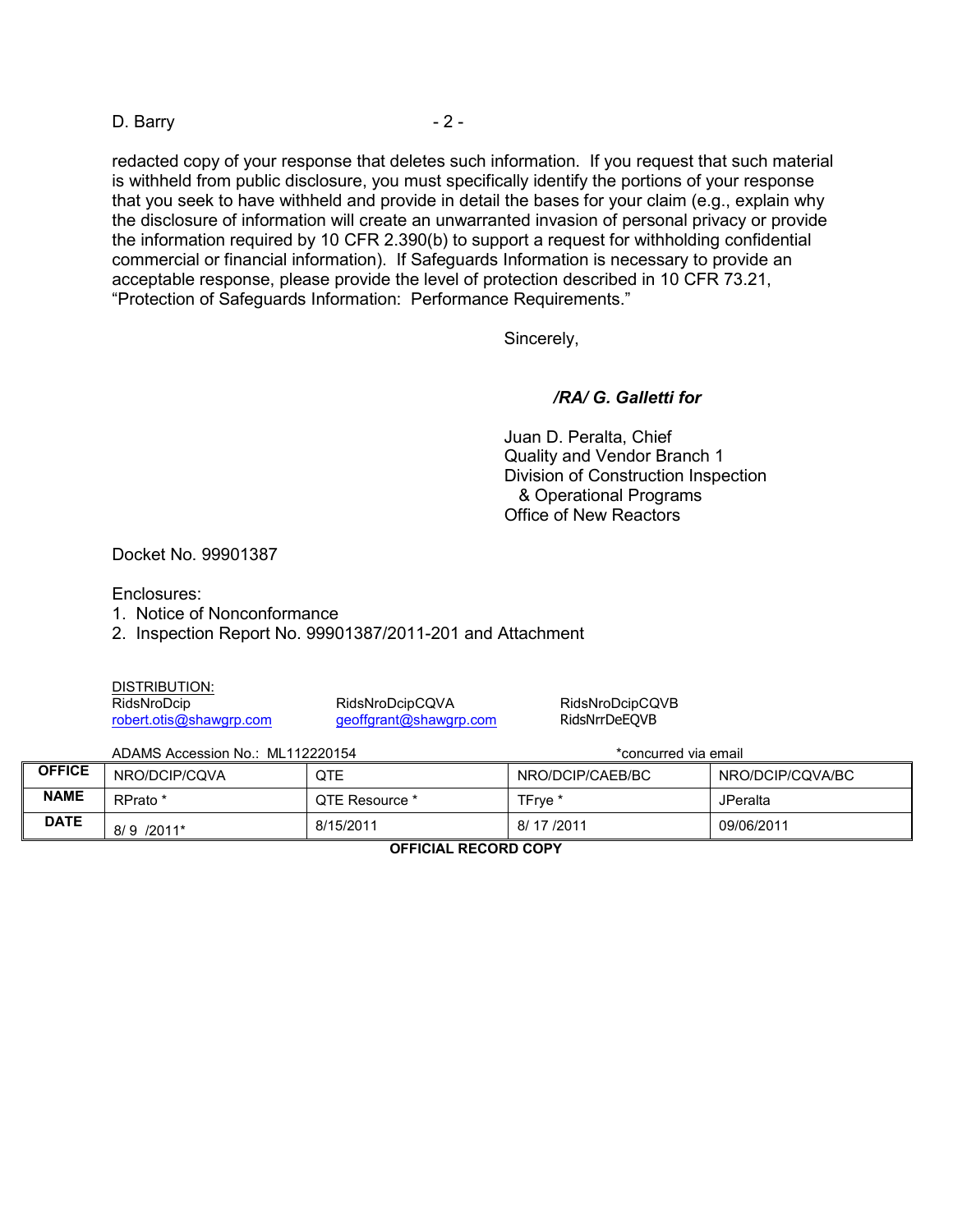redacted copy of your response that deletes such information. If you request that such material is withheld from public disclosure, you must specifically identify the portions of your response that you seek to have withheld and provide in detail the bases for your claim (e.g., explain why the disclosure of information will create an unwarranted invasion of personal privacy or provide the information required by 10 CFR 2.390(b) to support a request for withholding confidential commercial or financial information). If Safeguards Information is necessary to provide an acceptable response, please provide the level of protection described in 10 CFR 73.21, "Protection of Safeguards Information: Performance Requirements."

Sincerely,

***/RA/ G. Galletti for***

Juan D. Peralta, Chief
Quality and Vendor Branch 1
Division of Construction Inspection
& Operational Programs
Office of New Reactors

Docket No. 99901387

Enclosures:
1. Notice of Nonconformance
2. Inspection Report No. 99901387/2011-201 and Attachment

DISTRIBUTION:
RidsNroDcip RidsNroDcipCQVA RidsNroDcipCQVB
robert.otis@shawgrp.com geoffgrant@shawgrp.com RidsNrrDeEQVB

ADAMS Accession No.: ML112220154 *concurred via email

| OFFICE | NRO/DCIP/CQVA | QTE | NRO/DCIP/CAEB/BC | NRO/DCIP/CQVA/BC |
|---|---|---|---|---|
| NAME | RPrato * | QTE Resource * | TFrye * | JPeralta |
| DATE | 8/ 9 /2011* | 8/15/2011 | 8/ 17 /2011 | 09/06/2011 |

**OFFICIAL RECORD COPY**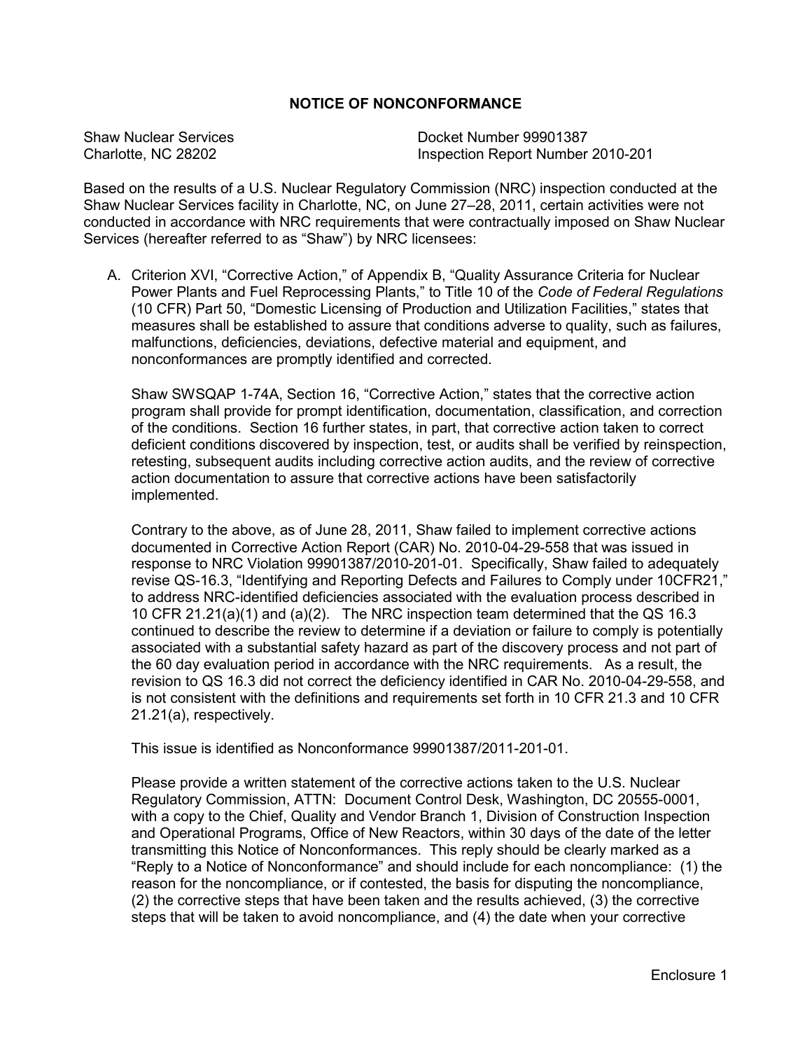## NOTICE OF NONCONFORMANCE

Shaw Nuclear Services
Charlotte, NC 28202

Docket Number 99901387
Inspection Report Number 2010-201

Based on the results of a U.S. Nuclear Regulatory Commission (NRC) inspection conducted at the Shaw Nuclear Services facility in Charlotte, NC, on June 27–28, 2011, certain activities were not conducted in accordance with NRC requirements that were contractually imposed on Shaw Nuclear Services (hereafter referred to as "Shaw") by NRC licensees:

A. Criterion XVI, "Corrective Action," of Appendix B, "Quality Assurance Criteria for Nuclear Power Plants and Fuel Reprocessing Plants," to Title 10 of the *Code of Federal Regulations* (10 CFR) Part 50, "Domestic Licensing of Production and Utilization Facilities," states that measures shall be established to assure that conditions adverse to quality, such as failures, malfunctions, deficiencies, deviations, defective material and equipment, and nonconformances are promptly identified and corrected.

   Shaw SWSQAP 1-74A, Section 16, "Corrective Action," states that the corrective action program shall provide for prompt identification, documentation, classification, and correction of the conditions. Section 16 further states, in part, that corrective action taken to correct deficient conditions discovered by inspection, test, or audits shall be verified by reinspection, retesting, subsequent audits including corrective action audits, and the review of corrective action documentation to assure that corrective actions have been satisfactorily implemented.

   Contrary to the above, as of June 28, 2011, Shaw failed to implement corrective actions documented in Corrective Action Report (CAR) No. 2010-04-29-558 that was issued in response to NRC Violation 99901387/2010-201-01. Specifically, Shaw failed to adequately revise QS-16.3, "Identifying and Reporting Defects and Failures to Comply under 10CFR21," to address NRC-identified deficiencies associated with the evaluation process described in 10 CFR 21.21(a)(1) and (a)(2). The NRC inspection team determined that the QS 16.3 continued to describe the review to determine if a deviation or failure to comply is potentially associated with a substantial safety hazard as part of the discovery process and not part of the 60 day evaluation period in accordance with the NRC requirements. As a result, the revision to QS 16.3 did not correct the deficiency identified in CAR No. 2010-04-29-558, and is not consistent with the definitions and requirements set forth in 10 CFR 21.3 and 10 CFR 21.21(a), respectively.

   This issue is identified as Nonconformance 99901387/2011-201-01.

   Please provide a written statement of the corrective actions taken to the U.S. Nuclear Regulatory Commission, ATTN: Document Control Desk, Washington, DC 20555-0001, with a copy to the Chief, Quality and Vendor Branch 1, Division of Construction Inspection and Operational Programs, Office of New Reactors, within 30 days of the date of the letter transmitting this Notice of Nonconformances. This reply should be clearly marked as a "Reply to a Notice of Nonconformance" and should include for each noncompliance: (1) the reason for the noncompliance, or if contested, the basis for disputing the noncompliance, (2) the corrective steps that have been taken and the results achieved, (3) the corrective steps that will be taken to avoid noncompliance, and (4) the date when your corrective

Enclosure 1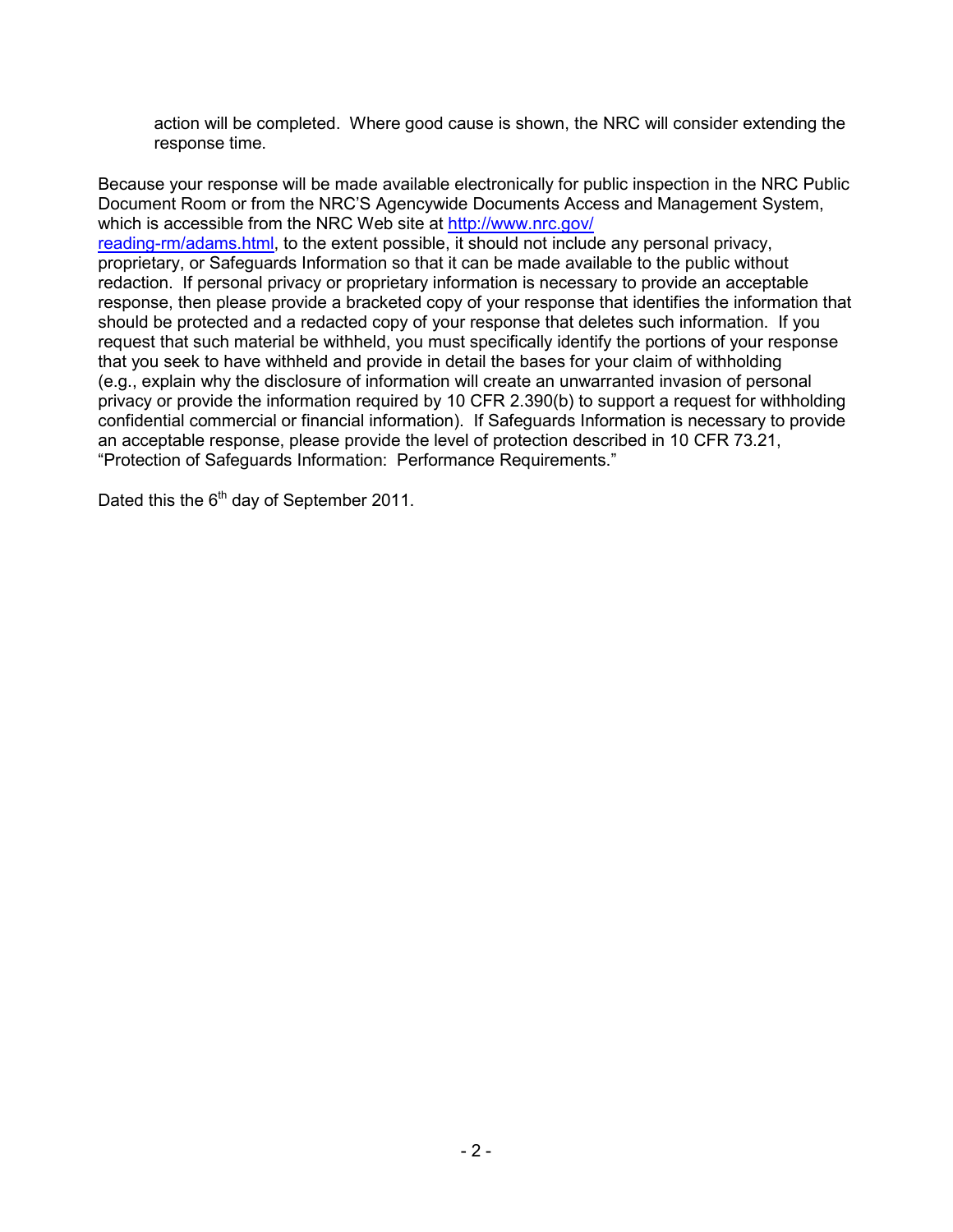action will be completed. Where good cause is shown, the NRC will consider extending the response time.

Because your response will be made available electronically for public inspection in the NRC Public Document Room or from the NRC'S Agencywide Documents Access and Management System, which is accessible from the NRC Web site at http://www.nrc.gov/reading-rm/adams.html, to the extent possible, it should not include any personal privacy, proprietary, or Safeguards Information so that it can be made available to the public without redaction. If personal privacy or proprietary information is necessary to provide an acceptable response, then please provide a bracketed copy of your response that identifies the information that should be protected and a redacted copy of your response that deletes such information. If you request that such material be withheld, you must specifically identify the portions of your response that you seek to have withheld and provide in detail the bases for your claim of withholding (e.g., explain why the disclosure of information will create an unwarranted invasion of personal privacy or provide the information required by 10 CFR 2.390(b) to support a request for withholding confidential commercial or financial information). If Safeguards Information is necessary to provide an acceptable response, please provide the level of protection described in 10 CFR 73.21, "Protection of Safeguards Information: Performance Requirements."

Dated this the 6th day of September 2011.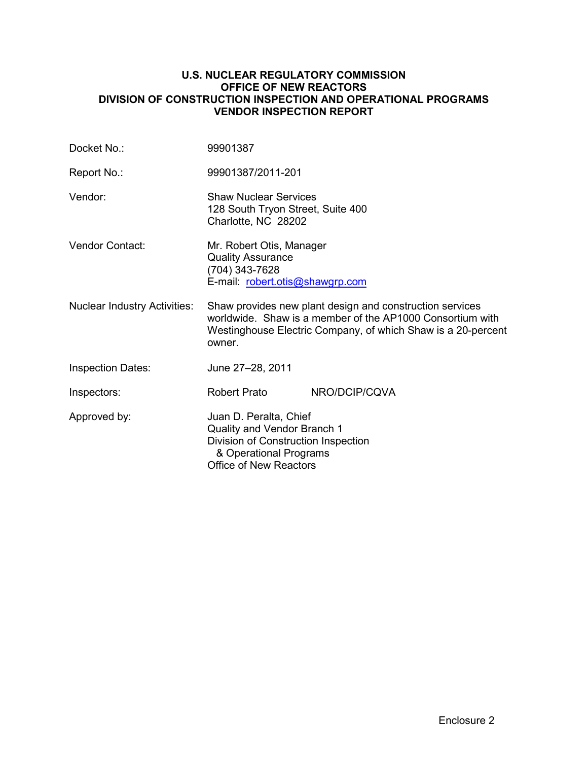**U.S. NUCLEAR REGULATORY COMMISSION**
**OFFICE OF NEW REACTORS**
**DIVISION OF CONSTRUCTION INSPECTION AND OPERATIONAL PROGRAMS**
**VENDOR INSPECTION REPORT**

| | |
|---|---|
| Docket No.: | 99901387 |
| Report No.: | 99901387/2011-201 |
| Vendor: | Shaw Nuclear Services<br>128 South Tryon Street, Suite 400<br>Charlotte, NC 28202 |
| Vendor Contact: | Mr. Robert Otis, Manager<br>Quality Assurance<br>(704) 343-7628<br>E-mail: robert.otis@shawgrp.com |
| Nuclear Industry Activities: | Shaw provides new plant design and construction services worldwide. Shaw is a member of the AP1000 Consortium with Westinghouse Electric Company, of which Shaw is a 20-percent owner. |
| Inspection Dates: | June 27–28, 2011 |
| Inspectors: | Robert Prato NRO/DCIP/CQVA |
| Approved by: | Juan D. Peralta, Chief<br>Quality and Vendor Branch 1<br>Division of Construction Inspection & Operational Programs<br>Office of New Reactors |

Enclosure 2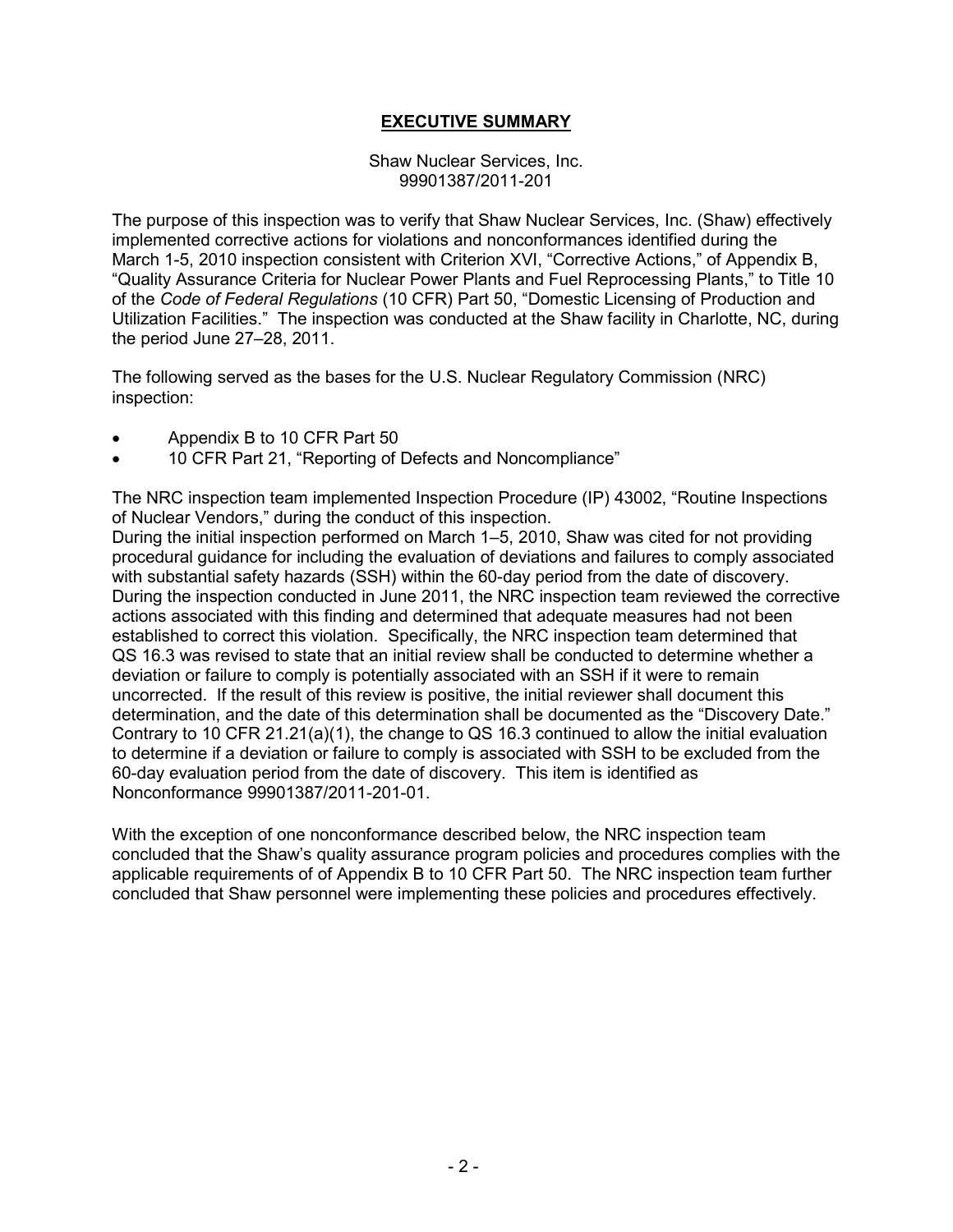# EXECUTIVE SUMMARY

Shaw Nuclear Services, Inc.
99901387/2011-201

The purpose of this inspection was to verify that Shaw Nuclear Services, Inc. (Shaw) effectively implemented corrective actions for violations and nonconformances identified during the March 1-5, 2010 inspection consistent with Criterion XVI, "Corrective Actions," of Appendix B, "Quality Assurance Criteria for Nuclear Power Plants and Fuel Reprocessing Plants," to Title 10 of the *Code of Federal Regulations* (10 CFR) Part 50, "Domestic Licensing of Production and Utilization Facilities." The inspection was conducted at the Shaw facility in Charlotte, NC, during the period June 27–28, 2011.

The following served as the bases for the U.S. Nuclear Regulatory Commission (NRC) inspection:

- Appendix B to 10 CFR Part 50
- 10 CFR Part 21, "Reporting of Defects and Noncompliance"

The NRC inspection team implemented Inspection Procedure (IP) 43002, "Routine Inspections of Nuclear Vendors," during the conduct of this inspection.
During the initial inspection performed on March 1–5, 2010, Shaw was cited for not providing procedural guidance for including the evaluation of deviations and failures to comply associated with substantial safety hazards (SSH) within the 60-day period from the date of discovery. During the inspection conducted in June 2011, the NRC inspection team reviewed the corrective actions associated with this finding and determined that adequate measures had not been established to correct this violation. Specifically, the NRC inspection team determined that QS 16.3 was revised to state that an initial review shall be conducted to determine whether a deviation or failure to comply is potentially associated with an SSH if it were to remain uncorrected. If the result of this review is positive, the initial reviewer shall document this determination, and the date of this determination shall be documented as the "Discovery Date." Contrary to 10 CFR 21.21(a)(1), the change to QS 16.3 continued to allow the initial evaluation to determine if a deviation or failure to comply is associated with SSH to be excluded from the 60-day evaluation period from the date of discovery. This item is identified as Nonconformance 99901387/2011-201-01.

With the exception of one nonconformance described below, the NRC inspection team concluded that the Shaw's quality assurance program policies and procedures complies with the applicable requirements of of Appendix B to 10 CFR Part 50. The NRC inspection team further concluded that Shaw personnel were implementing these policies and procedures effectively.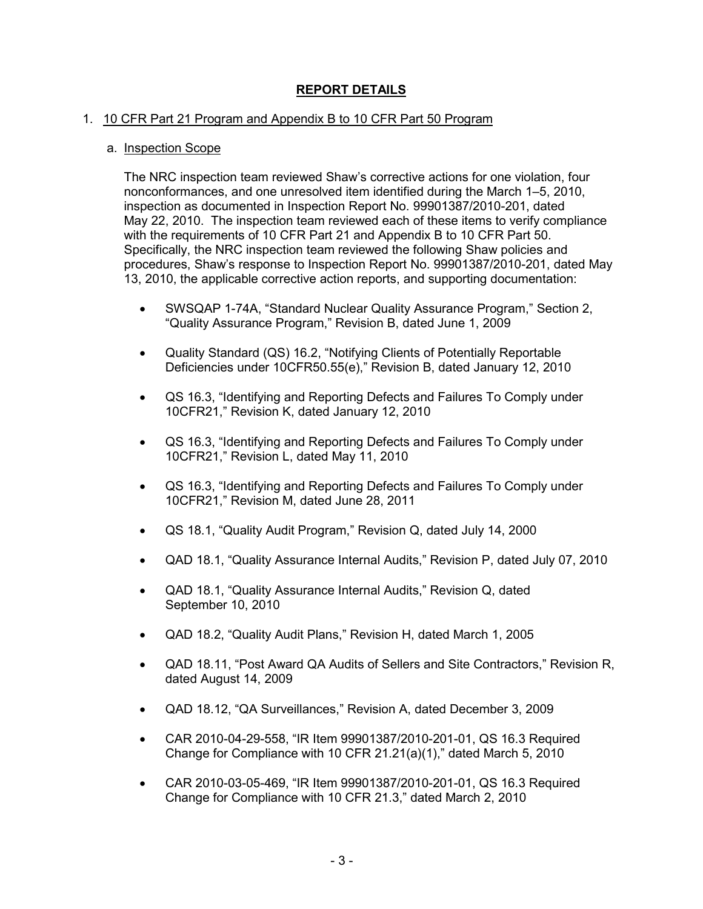## REPORT DETAILS

1. 10 CFR Part 21 Program and Appendix B to 10 CFR Part 50 Program

   a. Inspection Scope

   The NRC inspection team reviewed Shaw's corrective actions for one violation, four nonconformances, and one unresolved item identified during the March 1–5, 2010, inspection as documented in Inspection Report No. 99901387/2010-201, dated May 22, 2010. The inspection team reviewed each of these items to verify compliance with the requirements of 10 CFR Part 21 and Appendix B to 10 CFR Part 50. Specifically, the NRC inspection team reviewed the following Shaw policies and procedures, Shaw's response to Inspection Report No. 99901387/2010-201, dated May 13, 2010, the applicable corrective action reports, and supporting documentation:

   - SWSQAP 1-74A, "Standard Nuclear Quality Assurance Program," Section 2, "Quality Assurance Program," Revision B, dated June 1, 2009
   - Quality Standard (QS) 16.2, "Notifying Clients of Potentially Reportable Deficiencies under 10CFR50.55(e)," Revision B, dated January 12, 2010
   - QS 16.3, "Identifying and Reporting Defects and Failures To Comply under 10CFR21," Revision K, dated January 12, 2010
   - QS 16.3, "Identifying and Reporting Defects and Failures To Comply under 10CFR21," Revision L, dated May 11, 2010
   - QS 16.3, "Identifying and Reporting Defects and Failures To Comply under 10CFR21," Revision M, dated June 28, 2011
   - QS 18.1, "Quality Audit Program," Revision Q, dated July 14, 2000
   - QAD 18.1, "Quality Assurance Internal Audits," Revision P, dated July 07, 2010
   - QAD 18.1, "Quality Assurance Internal Audits," Revision Q, dated September 10, 2010
   - QAD 18.2, "Quality Audit Plans," Revision H, dated March 1, 2005
   - QAD 18.11, "Post Award QA Audits of Sellers and Site Contractors," Revision R, dated August 14, 2009
   - QAD 18.12, "QA Surveillances," Revision A, dated December 3, 2009
   - CAR 2010-04-29-558, "IR Item 99901387/2010-201-01, QS 16.3 Required Change for Compliance with 10 CFR 21.21(a)(1)," dated March 5, 2010
   - CAR 2010-03-05-469, "IR Item 99901387/2010-201-01, QS 16.3 Required Change for Compliance with 10 CFR 21.3," dated March 2, 2010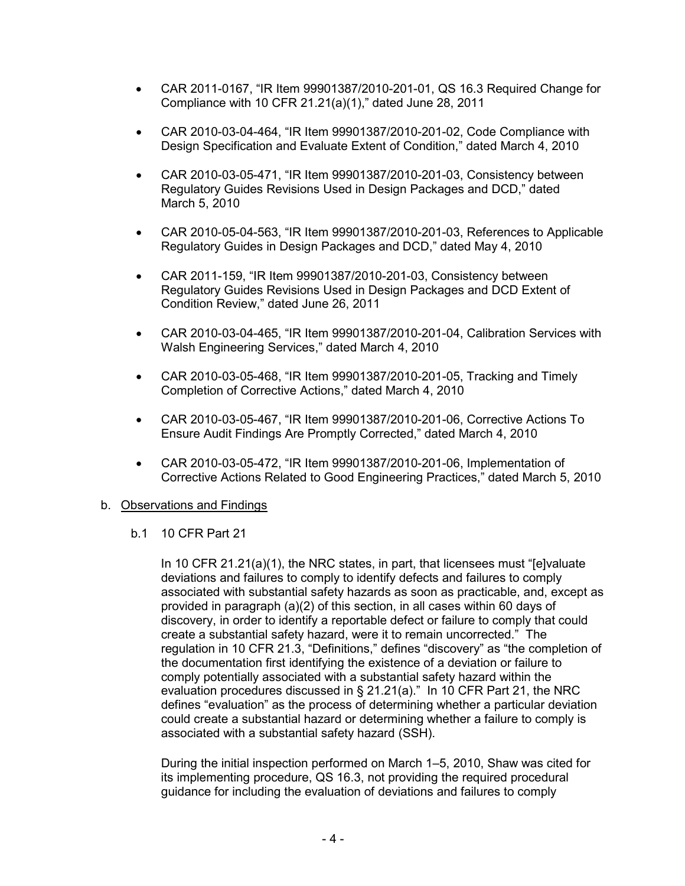- CAR 2011-0167, "IR Item 99901387/2010-201-01, QS 16.3 Required Change for Compliance with 10 CFR 21.21(a)(1)," dated June 28, 2011
- CAR 2010-03-04-464, "IR Item 99901387/2010-201-02, Code Compliance with Design Specification and Evaluate Extent of Condition," dated March 4, 2010
- CAR 2010-03-05-471, "IR Item 99901387/2010-201-03, Consistency between Regulatory Guides Revisions Used in Design Packages and DCD," dated March 5, 2010
- CAR 2010-05-04-563, "IR Item 99901387/2010-201-03, References to Applicable Regulatory Guides in Design Packages and DCD," dated May 4, 2010
- CAR 2011-159, "IR Item 99901387/2010-201-03, Consistency between Regulatory Guides Revisions Used in Design Packages and DCD Extent of Condition Review," dated June 26, 2011
- CAR 2010-03-04-465, "IR Item 99901387/2010-201-04, Calibration Services with Walsh Engineering Services," dated March 4, 2010
- CAR 2010-03-05-468, "IR Item 99901387/2010-201-05, Tracking and Timely Completion of Corrective Actions," dated March 4, 2010
- CAR 2010-03-05-467, "IR Item 99901387/2010-201-06, Corrective Actions To Ensure Audit Findings Are Promptly Corrected," dated March 4, 2010
- CAR 2010-03-05-472, "IR Item 99901387/2010-201-06, Implementation of Corrective Actions Related to Good Engineering Practices," dated March 5, 2010

b. Observations and Findings

b.1 10 CFR Part 21

In 10 CFR 21.21(a)(1), the NRC states, in part, that licensees must "[e]valuate deviations and failures to comply to identify defects and failures to comply associated with substantial safety hazards as soon as practicable, and, except as provided in paragraph (a)(2) of this section, in all cases within 60 days of discovery, in order to identify a reportable defect or failure to comply that could create a substantial safety hazard, were it to remain uncorrected." The regulation in 10 CFR 21.3, "Definitions," defines "discovery" as "the completion of the documentation first identifying the existence of a deviation or failure to comply potentially associated with a substantial safety hazard within the evaluation procedures discussed in § 21.21(a)." In 10 CFR Part 21, the NRC defines "evaluation" as the process of determining whether a particular deviation could create a substantial hazard or determining whether a failure to comply is associated with a substantial safety hazard (SSH).

During the initial inspection performed on March 1–5, 2010, Shaw was cited for its implementing procedure, QS 16.3, not providing the required procedural guidance for including the evaluation of deviations and failures to comply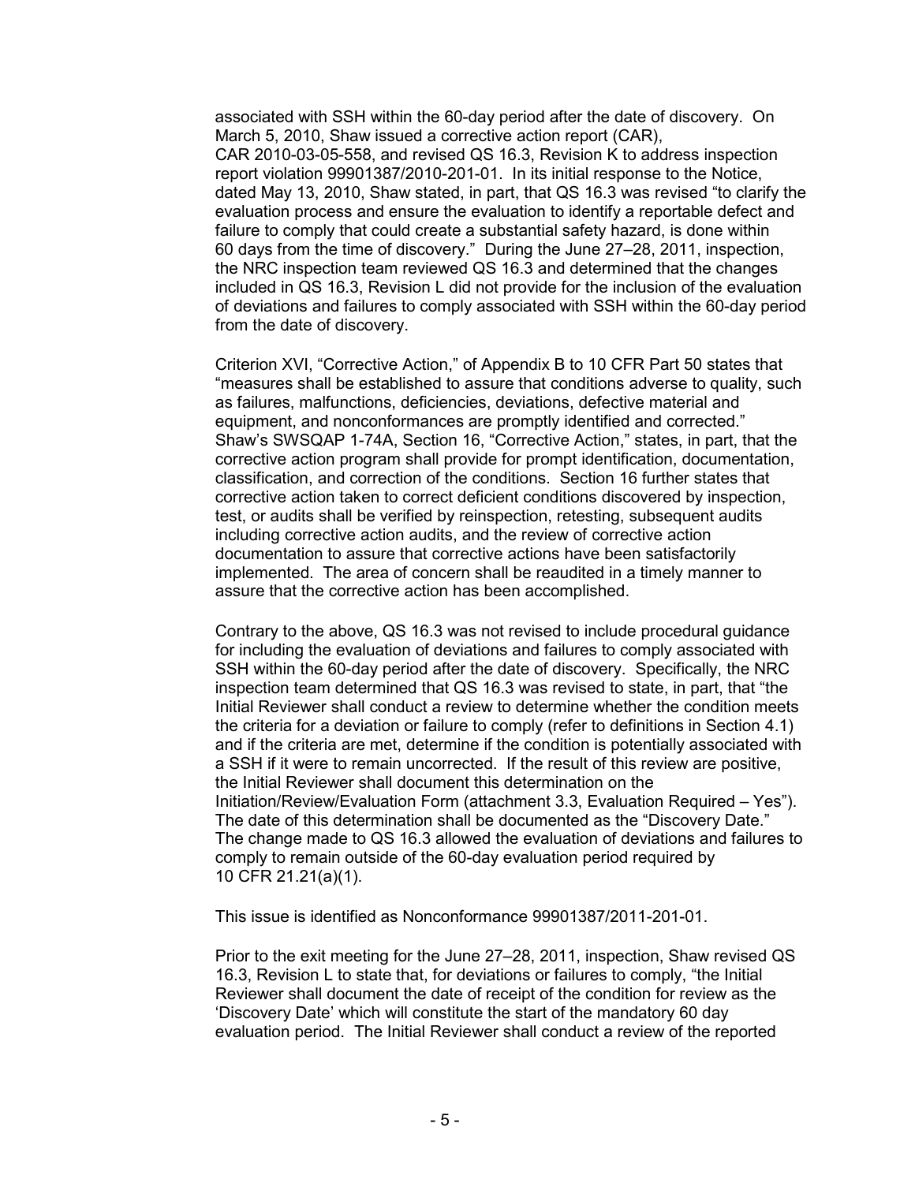associated with SSH within the 60-day period after the date of discovery. On March 5, 2010, Shaw issued a corrective action report (CAR), CAR 2010-03-05-558, and revised QS 16.3, Revision K to address inspection report violation 99901387/2010-201-01. In its initial response to the Notice, dated May 13, 2010, Shaw stated, in part, that QS 16.3 was revised "to clarify the evaluation process and ensure the evaluation to identify a reportable defect and failure to comply that could create a substantial safety hazard, is done within 60 days from the time of discovery." During the June 27–28, 2011, inspection, the NRC inspection team reviewed QS 16.3 and determined that the changes included in QS 16.3, Revision L did not provide for the inclusion of the evaluation of deviations and failures to comply associated with SSH within the 60-day period from the date of discovery.

Criterion XVI, "Corrective Action," of Appendix B to 10 CFR Part 50 states that "measures shall be established to assure that conditions adverse to quality, such as failures, malfunctions, deficiencies, deviations, defective material and equipment, and nonconformances are promptly identified and corrected." Shaw's SWSQAP 1-74A, Section 16, "Corrective Action," states, in part, that the corrective action program shall provide for prompt identification, documentation, classification, and correction of the conditions. Section 16 further states that corrective action taken to correct deficient conditions discovered by inspection, test, or audits shall be verified by reinspection, retesting, subsequent audits including corrective action audits, and the review of corrective action documentation to assure that corrective actions have been satisfactorily implemented. The area of concern shall be reaudited in a timely manner to assure that the corrective action has been accomplished.

Contrary to the above, QS 16.3 was not revised to include procedural guidance for including the evaluation of deviations and failures to comply associated with SSH within the 60-day period after the date of discovery. Specifically, the NRC inspection team determined that QS 16.3 was revised to state, in part, that "the Initial Reviewer shall conduct a review to determine whether the condition meets the criteria for a deviation or failure to comply (refer to definitions in Section 4.1) and if the criteria are met, determine if the condition is potentially associated with a SSH if it were to remain uncorrected. If the result of this review are positive, the Initial Reviewer shall document this determination on the Initiation/Review/Evaluation Form (attachment 3.3, Evaluation Required – Yes"). The date of this determination shall be documented as the "Discovery Date." The change made to QS 16.3 allowed the evaluation of deviations and failures to comply to remain outside of the 60-day evaluation period required by 10 CFR 21.21(a)(1).

This issue is identified as Nonconformance 99901387/2011-201-01.

Prior to the exit meeting for the June 27–28, 2011, inspection, Shaw revised QS 16.3, Revision L to state that, for deviations or failures to comply, "the Initial Reviewer shall document the date of receipt of the condition for review as the 'Discovery Date' which will constitute the start of the mandatory 60 day evaluation period. The Initial Reviewer shall conduct a review of the reported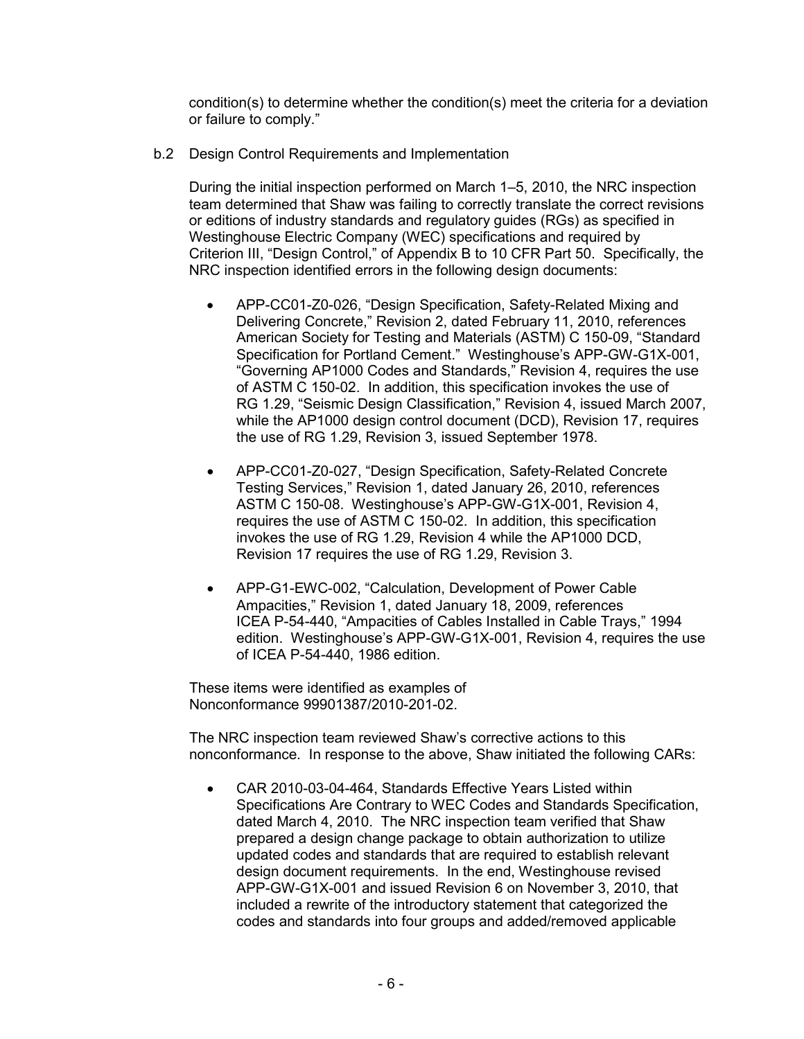condition(s) to determine whether the condition(s) meet the criteria for a deviation or failure to comply."

b.2 Design Control Requirements and Implementation

During the initial inspection performed on March 1–5, 2010, the NRC inspection team determined that Shaw was failing to correctly translate the correct revisions or editions of industry standards and regulatory guides (RGs) as specified in Westinghouse Electric Company (WEC) specifications and required by Criterion III, "Design Control," of Appendix B to 10 CFR Part 50. Specifically, the NRC inspection identified errors in the following design documents:

- APP-CC01-Z0-026, "Design Specification, Safety-Related Mixing and Delivering Concrete," Revision 2, dated February 11, 2010, references American Society for Testing and Materials (ASTM) C 150-09, "Standard Specification for Portland Cement." Westinghouse's APP-GW-G1X-001, "Governing AP1000 Codes and Standards," Revision 4, requires the use of ASTM C 150-02. In addition, this specification invokes the use of RG 1.29, "Seismic Design Classification," Revision 4, issued March 2007, while the AP1000 design control document (DCD), Revision 17, requires the use of RG 1.29, Revision 3, issued September 1978.
- APP-CC01-Z0-027, "Design Specification, Safety-Related Concrete Testing Services," Revision 1, dated January 26, 2010, references ASTM C 150-08. Westinghouse's APP-GW-G1X-001, Revision 4, requires the use of ASTM C 150-02. In addition, this specification invokes the use of RG 1.29, Revision 4 while the AP1000 DCD, Revision 17 requires the use of RG 1.29, Revision 3.
- APP-G1-EWC-002, "Calculation, Development of Power Cable Ampacities," Revision 1, dated January 18, 2009, references ICEA P-54-440, "Ampacities of Cables Installed in Cable Trays," 1994 edition. Westinghouse's APP-GW-G1X-001, Revision 4, requires the use of ICEA P-54-440, 1986 edition.

These items were identified as examples of Nonconformance 99901387/2010-201-02.

The NRC inspection team reviewed Shaw's corrective actions to this nonconformance. In response to the above, Shaw initiated the following CARs:

- CAR 2010-03-04-464, Standards Effective Years Listed within Specifications Are Contrary to WEC Codes and Standards Specification, dated March 4, 2010. The NRC inspection team verified that Shaw prepared a design change package to obtain authorization to utilize updated codes and standards that are required to establish relevant design document requirements. In the end, Westinghouse revised APP-GW-G1X-001 and issued Revision 6 on November 3, 2010, that included a rewrite of the introductory statement that categorized the codes and standards into four groups and added/removed applicable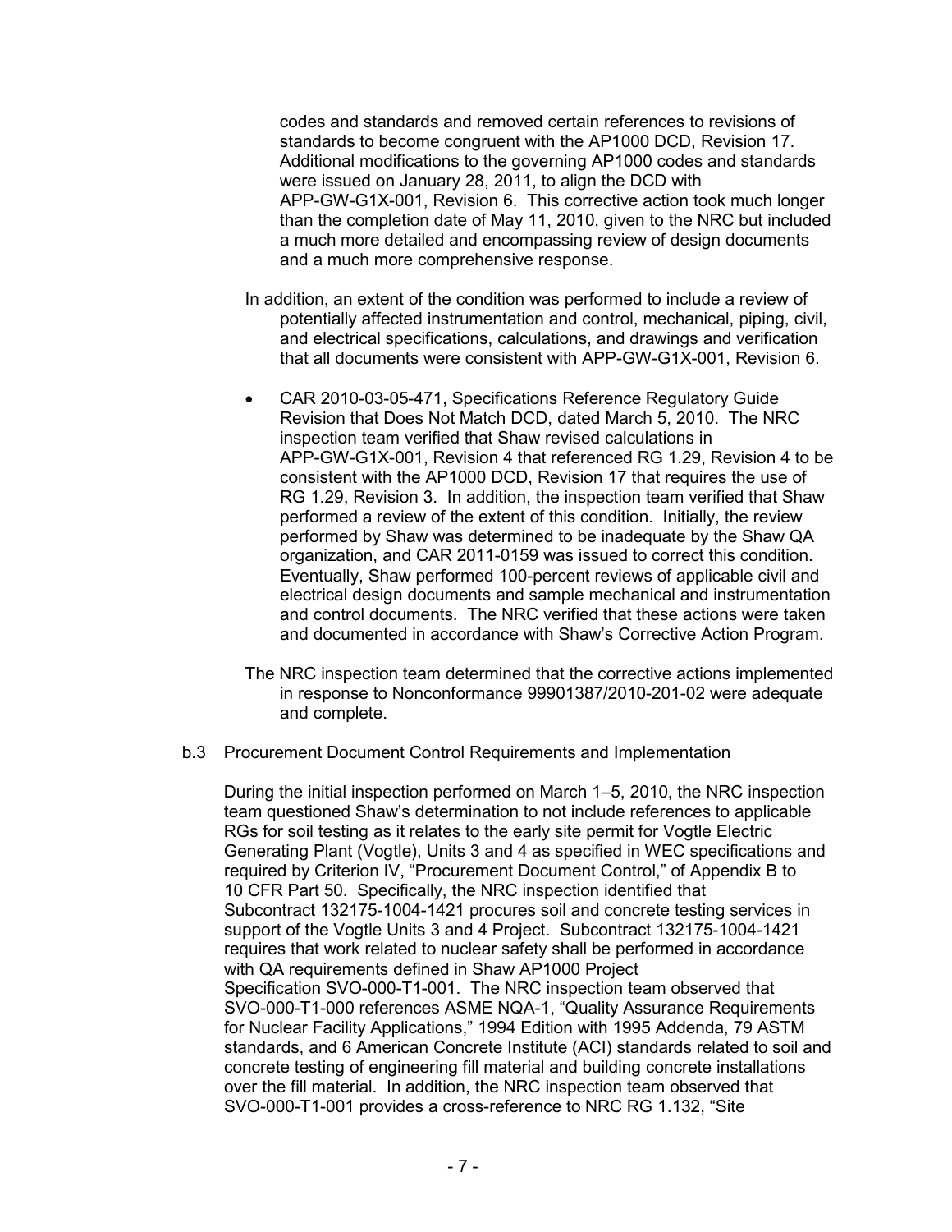codes and standards and removed certain references to revisions of standards to become congruent with the AP1000 DCD, Revision 17. Additional modifications to the governing AP1000 codes and standards were issued on January 28, 2011, to align the DCD with APP-GW-G1X-001, Revision 6. This corrective action took much longer than the completion date of May 11, 2010, given to the NRC but included a much more detailed and encompassing review of design documents and a much more comprehensive response.

In addition, an extent of the condition was performed to include a review of potentially affected instrumentation and control, mechanical, piping, civil, and electrical specifications, calculations, and drawings and verification that all documents were consistent with APP-GW-G1X-001, Revision 6.

- CAR 2010-03-05-471, Specifications Reference Regulatory Guide Revision that Does Not Match DCD, dated March 5, 2010. The NRC inspection team verified that Shaw revised calculations in APP-GW-G1X-001, Revision 4 that referenced RG 1.29, Revision 4 to be consistent with the AP1000 DCD, Revision 17 that requires the use of RG 1.29, Revision 3. In addition, the inspection team verified that Shaw performed a review of the extent of this condition. Initially, the review performed by Shaw was determined to be inadequate by the Shaw QA organization, and CAR 2011-0159 was issued to correct this condition. Eventually, Shaw performed 100-percent reviews of applicable civil and electrical design documents and sample mechanical and instrumentation and control documents. The NRC verified that these actions were taken and documented in accordance with Shaw's Corrective Action Program.

The NRC inspection team determined that the corrective actions implemented in response to Nonconformance 99901387/2010-201-02 were adequate and complete.

b.3 Procurement Document Control Requirements and Implementation

During the initial inspection performed on March 1–5, 2010, the NRC inspection team questioned Shaw's determination to not include references to applicable RGs for soil testing as it relates to the early site permit for Vogtle Electric Generating Plant (Vogtle), Units 3 and 4 as specified in WEC specifications and required by Criterion IV, "Procurement Document Control," of Appendix B to 10 CFR Part 50. Specifically, the NRC inspection identified that Subcontract 132175-1004-1421 procures soil and concrete testing services in support of the Vogtle Units 3 and 4 Project. Subcontract 132175-1004-1421 requires that work related to nuclear safety shall be performed in accordance with QA requirements defined in Shaw AP1000 Project Specification SVO-000-T1-001. The NRC inspection team observed that SVO-000-T1-000 references ASME NQA-1, "Quality Assurance Requirements for Nuclear Facility Applications," 1994 Edition with 1995 Addenda, 79 ASTM standards, and 6 American Concrete Institute (ACI) standards related to soil and concrete testing of engineering fill material and building concrete installations over the fill material. In addition, the NRC inspection team observed that SVO-000-T1-001 provides a cross-reference to NRC RG 1.132, "Site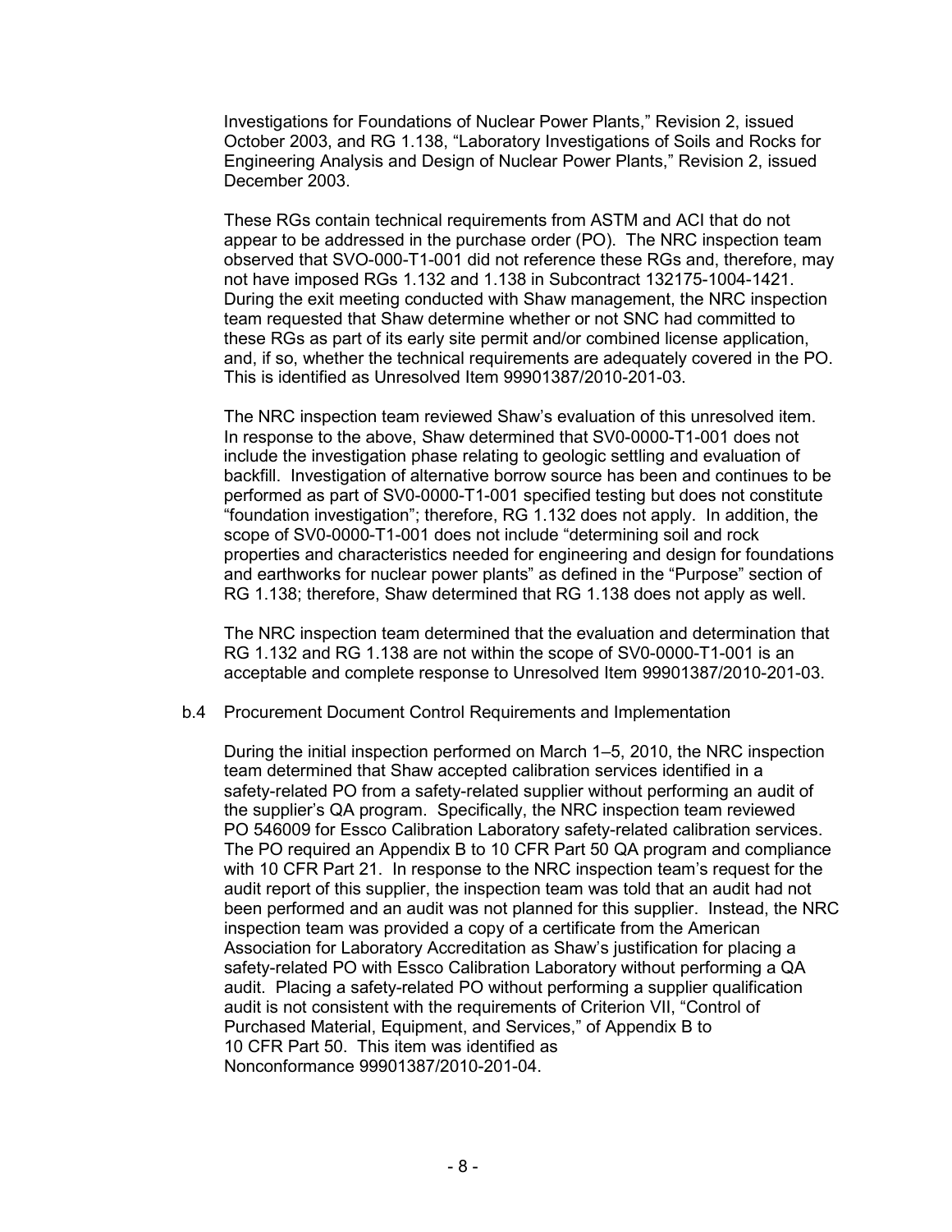Investigations for Foundations of Nuclear Power Plants," Revision 2, issued October 2003, and RG 1.138, "Laboratory Investigations of Soils and Rocks for Engineering Analysis and Design of Nuclear Power Plants," Revision 2, issued December 2003.

These RGs contain technical requirements from ASTM and ACI that do not appear to be addressed in the purchase order (PO). The NRC inspection team observed that SVO-000-T1-001 did not reference these RGs and, therefore, may not have imposed RGs 1.132 and 1.138 in Subcontract 132175-1004-1421. During the exit meeting conducted with Shaw management, the NRC inspection team requested that Shaw determine whether or not SNC had committed to these RGs as part of its early site permit and/or combined license application, and, if so, whether the technical requirements are adequately covered in the PO. This is identified as Unresolved Item 99901387/2010-201-03.

The NRC inspection team reviewed Shaw's evaluation of this unresolved item. In response to the above, Shaw determined that SV0-0000-T1-001 does not include the investigation phase relating to geologic settling and evaluation of backfill. Investigation of alternative borrow source has been and continues to be performed as part of SV0-0000-T1-001 specified testing but does not constitute "foundation investigation"; therefore, RG 1.132 does not apply. In addition, the scope of SV0-0000-T1-001 does not include "determining soil and rock properties and characteristics needed for engineering and design for foundations and earthworks for nuclear power plants" as defined in the "Purpose" section of RG 1.138; therefore, Shaw determined that RG 1.138 does not apply as well.

The NRC inspection team determined that the evaluation and determination that RG 1.132 and RG 1.138 are not within the scope of SV0-0000-T1-001 is an acceptable and complete response to Unresolved Item 99901387/2010-201-03.

b.4 Procurement Document Control Requirements and Implementation

During the initial inspection performed on March 1–5, 2010, the NRC inspection team determined that Shaw accepted calibration services identified in a safety-related PO from a safety-related supplier without performing an audit of the supplier's QA program. Specifically, the NRC inspection team reviewed PO 546009 for Essco Calibration Laboratory safety-related calibration services. The PO required an Appendix B to 10 CFR Part 50 QA program and compliance with 10 CFR Part 21. In response to the NRC inspection team's request for the audit report of this supplier, the inspection team was told that an audit had not been performed and an audit was not planned for this supplier. Instead, the NRC inspection team was provided a copy of a certificate from the American Association for Laboratory Accreditation as Shaw's justification for placing a safety-related PO with Essco Calibration Laboratory without performing a QA audit. Placing a safety-related PO without performing a supplier qualification audit is not consistent with the requirements of Criterion VII, "Control of Purchased Material, Equipment, and Services," of Appendix B to 10 CFR Part 50. This item was identified as Nonconformance 99901387/2010-201-04.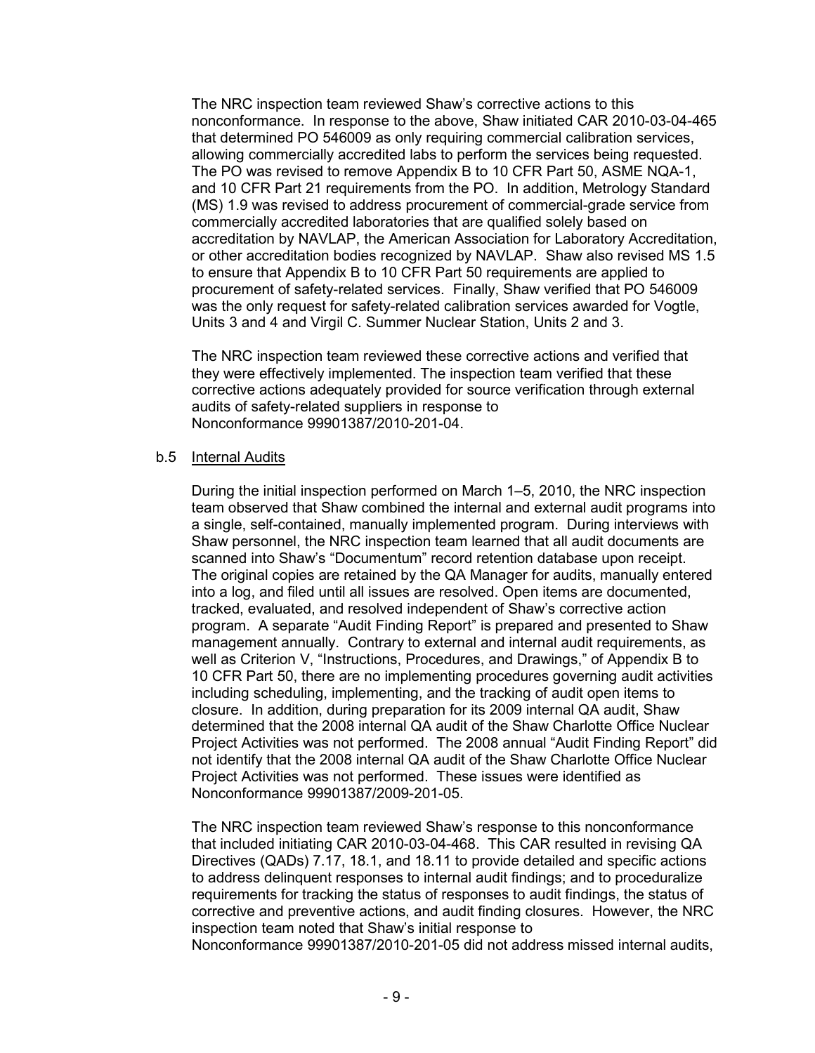The NRC inspection team reviewed Shaw's corrective actions to this nonconformance. In response to the above, Shaw initiated CAR 2010-03-04-465 that determined PO 546009 as only requiring commercial calibration services, allowing commercially accredited labs to perform the services being requested. The PO was revised to remove Appendix B to 10 CFR Part 50, ASME NQA-1, and 10 CFR Part 21 requirements from the PO. In addition, Metrology Standard (MS) 1.9 was revised to address procurement of commercial-grade service from commercially accredited laboratories that are qualified solely based on accreditation by NAVLAP, the American Association for Laboratory Accreditation, or other accreditation bodies recognized by NAVLAP. Shaw also revised MS 1.5 to ensure that Appendix B to 10 CFR Part 50 requirements are applied to procurement of safety-related services. Finally, Shaw verified that PO 546009 was the only request for safety-related calibration services awarded for Vogtle, Units 3 and 4 and Virgil C. Summer Nuclear Station, Units 2 and 3.

The NRC inspection team reviewed these corrective actions and verified that they were effectively implemented. The inspection team verified that these corrective actions adequately provided for source verification through external audits of safety-related suppliers in response to Nonconformance 99901387/2010-201-04.

b.5 Internal Audits

During the initial inspection performed on March 1–5, 2010, the NRC inspection team observed that Shaw combined the internal and external audit programs into a single, self-contained, manually implemented program. During interviews with Shaw personnel, the NRC inspection team learned that all audit documents are scanned into Shaw's "Documentum" record retention database upon receipt. The original copies are retained by the QA Manager for audits, manually entered into a log, and filed until all issues are resolved. Open items are documented, tracked, evaluated, and resolved independent of Shaw's corrective action program. A separate "Audit Finding Report" is prepared and presented to Shaw management annually. Contrary to external and internal audit requirements, as well as Criterion V, "Instructions, Procedures, and Drawings," of Appendix B to 10 CFR Part 50, there are no implementing procedures governing audit activities including scheduling, implementing, and the tracking of audit open items to closure. In addition, during preparation for its 2009 internal QA audit, Shaw determined that the 2008 internal QA audit of the Shaw Charlotte Office Nuclear Project Activities was not performed. The 2008 annual "Audit Finding Report" did not identify that the 2008 internal QA audit of the Shaw Charlotte Office Nuclear Project Activities was not performed. These issues were identified as Nonconformance 99901387/2009-201-05.

The NRC inspection team reviewed Shaw's response to this nonconformance that included initiating CAR 2010-03-04-468. This CAR resulted in revising QA Directives (QADs) 7.17, 18.1, and 18.11 to provide detailed and specific actions to address delinquent responses to internal audit findings; and to proceduralize requirements for tracking the status of responses to audit findings, the status of corrective and preventive actions, and audit finding closures. However, the NRC inspection team noted that Shaw's initial response to Nonconformance 99901387/2010-201-05 did not address missed internal audits,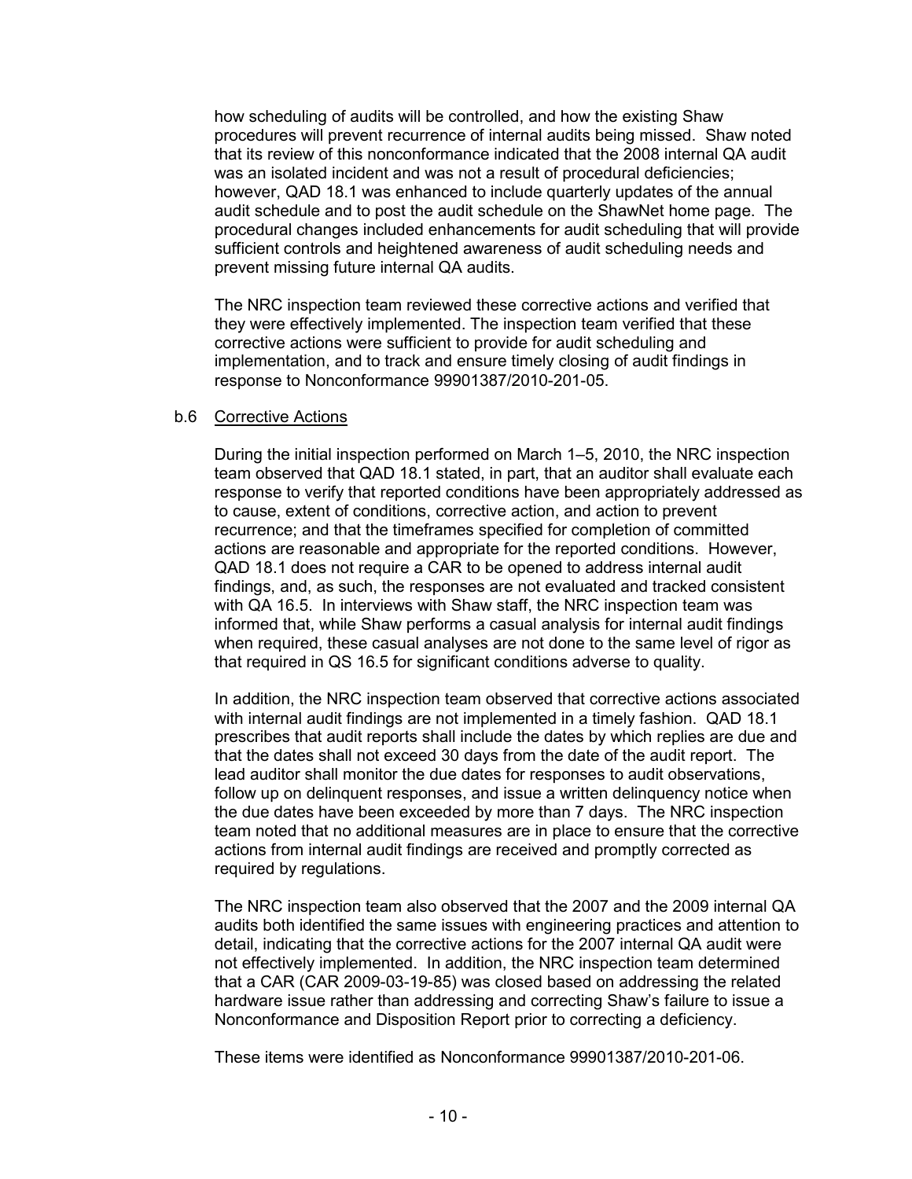how scheduling of audits will be controlled, and how the existing Shaw procedures will prevent recurrence of internal audits being missed. Shaw noted that its review of this nonconformance indicated that the 2008 internal QA audit was an isolated incident and was not a result of procedural deficiencies; however, QAD 18.1 was enhanced to include quarterly updates of the annual audit schedule and to post the audit schedule on the ShawNet home page. The procedural changes included enhancements for audit scheduling that will provide sufficient controls and heightened awareness of audit scheduling needs and prevent missing future internal QA audits.

The NRC inspection team reviewed these corrective actions and verified that they were effectively implemented. The inspection team verified that these corrective actions were sufficient to provide for audit scheduling and implementation, and to track and ensure timely closing of audit findings in response to Nonconformance 99901387/2010-201-05.

b.6 Corrective Actions

During the initial inspection performed on March 1–5, 2010, the NRC inspection team observed that QAD 18.1 stated, in part, that an auditor shall evaluate each response to verify that reported conditions have been appropriately addressed as to cause, extent of conditions, corrective action, and action to prevent recurrence; and that the timeframes specified for completion of committed actions are reasonable and appropriate for the reported conditions. However, QAD 18.1 does not require a CAR to be opened to address internal audit findings, and, as such, the responses are not evaluated and tracked consistent with QA 16.5. In interviews with Shaw staff, the NRC inspection team was informed that, while Shaw performs a casual analysis for internal audit findings when required, these casual analyses are not done to the same level of rigor as that required in QS 16.5 for significant conditions adverse to quality.

In addition, the NRC inspection team observed that corrective actions associated with internal audit findings are not implemented in a timely fashion. QAD 18.1 prescribes that audit reports shall include the dates by which replies are due and that the dates shall not exceed 30 days from the date of the audit report. The lead auditor shall monitor the due dates for responses to audit observations, follow up on delinquent responses, and issue a written delinquency notice when the due dates have been exceeded by more than 7 days. The NRC inspection team noted that no additional measures are in place to ensure that the corrective actions from internal audit findings are received and promptly corrected as required by regulations.

The NRC inspection team also observed that the 2007 and the 2009 internal QA audits both identified the same issues with engineering practices and attention to detail, indicating that the corrective actions for the 2007 internal QA audit were not effectively implemented. In addition, the NRC inspection team determined that a CAR (CAR 2009-03-19-85) was closed based on addressing the related hardware issue rather than addressing and correcting Shaw's failure to issue a Nonconformance and Disposition Report prior to correcting a deficiency.

These items were identified as Nonconformance 99901387/2010-201-06.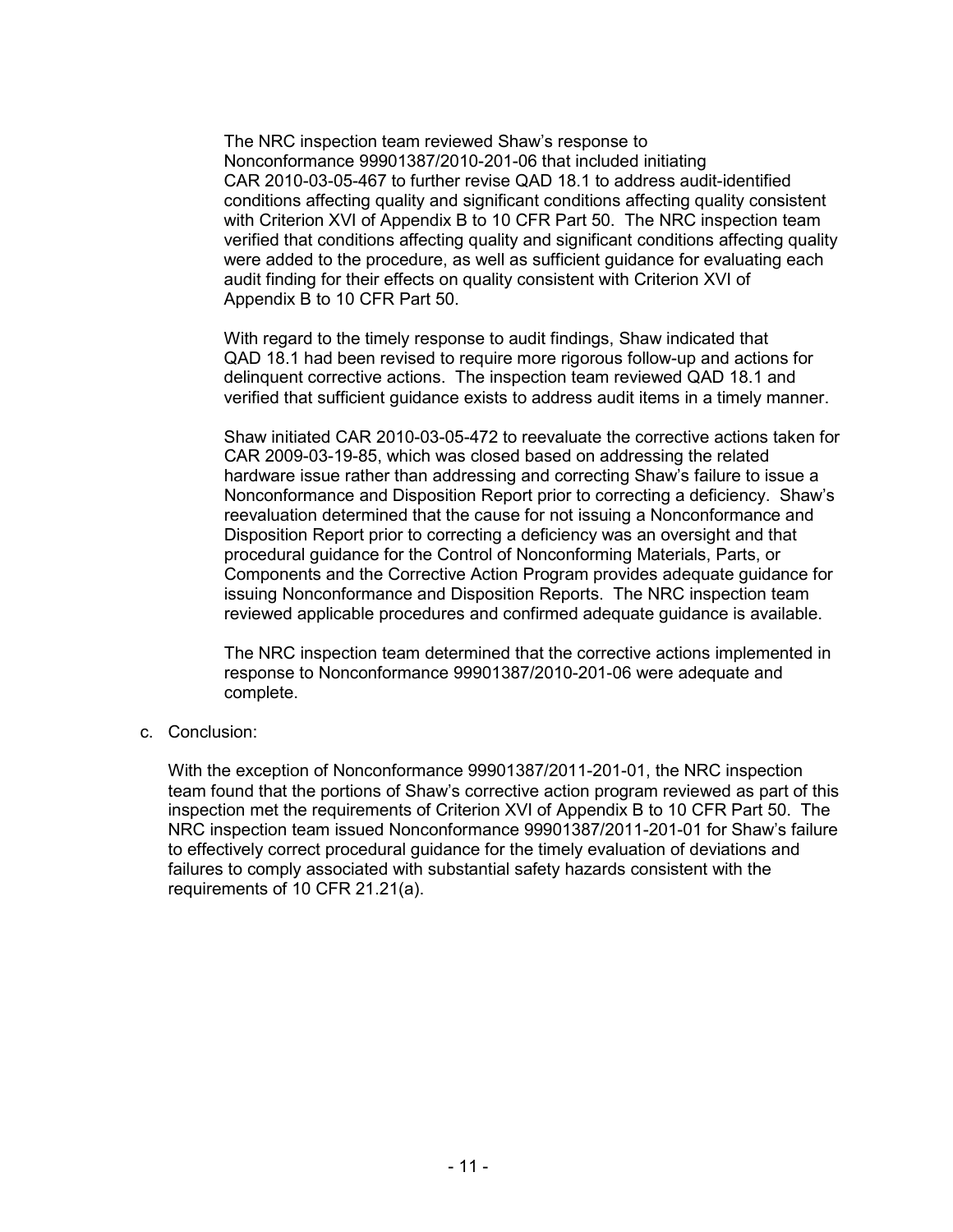The NRC inspection team reviewed Shaw's response to Nonconformance 99901387/2010-201-06 that included initiating CAR 2010-03-05-467 to further revise QAD 18.1 to address audit-identified conditions affecting quality and significant conditions affecting quality consistent with Criterion XVI of Appendix B to 10 CFR Part 50. The NRC inspection team verified that conditions affecting quality and significant conditions affecting quality were added to the procedure, as well as sufficient guidance for evaluating each audit finding for their effects on quality consistent with Criterion XVI of Appendix B to 10 CFR Part 50.

With regard to the timely response to audit findings, Shaw indicated that QAD 18.1 had been revised to require more rigorous follow-up and actions for delinquent corrective actions. The inspection team reviewed QAD 18.1 and verified that sufficient guidance exists to address audit items in a timely manner.

Shaw initiated CAR 2010-03-05-472 to reevaluate the corrective actions taken for CAR 2009-03-19-85, which was closed based on addressing the related hardware issue rather than addressing and correcting Shaw's failure to issue a Nonconformance and Disposition Report prior to correcting a deficiency. Shaw's reevaluation determined that the cause for not issuing a Nonconformance and Disposition Report prior to correcting a deficiency was an oversight and that procedural guidance for the Control of Nonconforming Materials, Parts, or Components and the Corrective Action Program provides adequate guidance for issuing Nonconformance and Disposition Reports. The NRC inspection team reviewed applicable procedures and confirmed adequate guidance is available.

The NRC inspection team determined that the corrective actions implemented in response to Nonconformance 99901387/2010-201-06 were adequate and complete.

c. Conclusion:

With the exception of Nonconformance 99901387/2011-201-01, the NRC inspection team found that the portions of Shaw's corrective action program reviewed as part of this inspection met the requirements of Criterion XVI of Appendix B to 10 CFR Part 50. The NRC inspection team issued Nonconformance 99901387/2011-201-01 for Shaw's failure to effectively correct procedural guidance for the timely evaluation of deviations and failures to comply associated with substantial safety hazards consistent with the requirements of 10 CFR 21.21(a).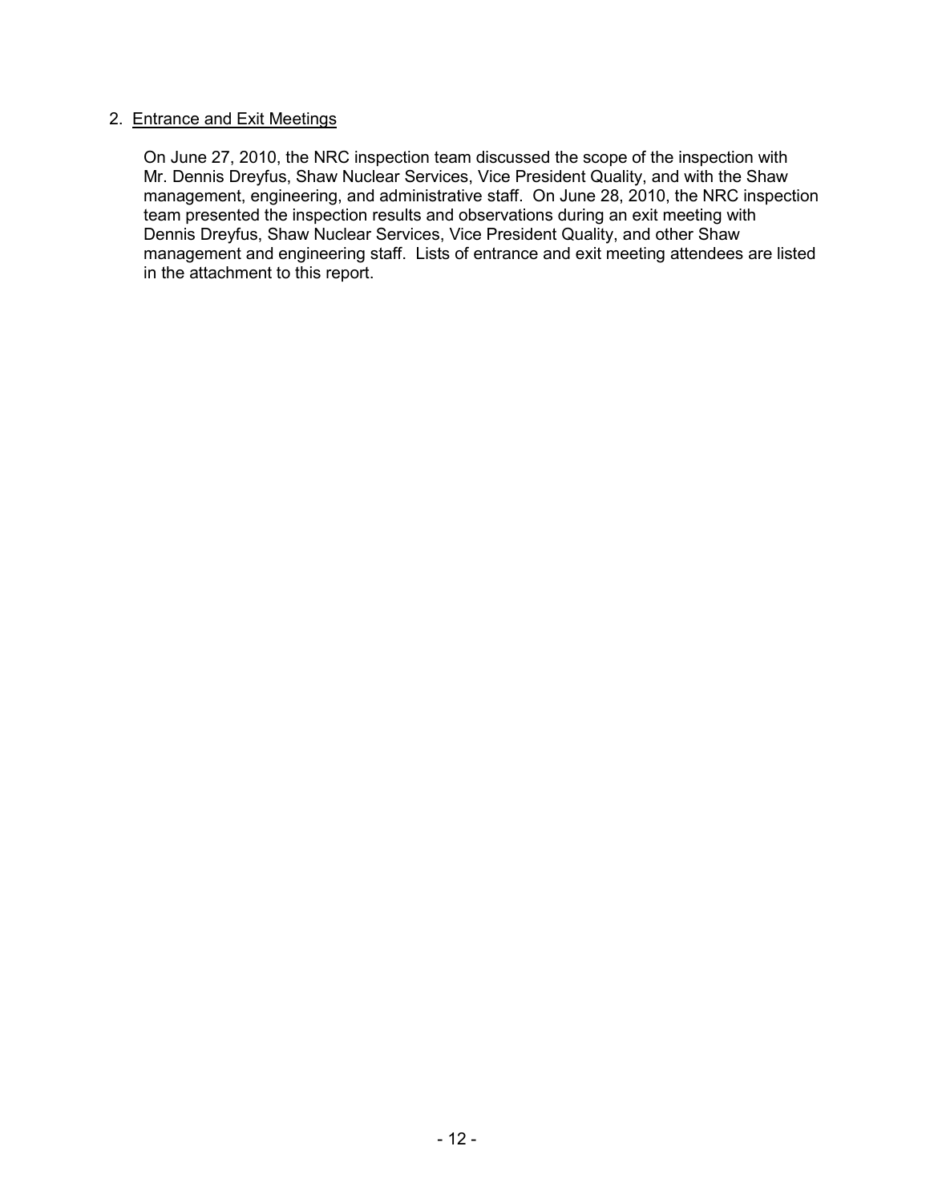2. Entrance and Exit Meetings

On June 27, 2010, the NRC inspection team discussed the scope of the inspection with Mr. Dennis Dreyfus, Shaw Nuclear Services, Vice President Quality, and with the Shaw management, engineering, and administrative staff. On June 28, 2010, the NRC inspection team presented the inspection results and observations during an exit meeting with Dennis Dreyfus, Shaw Nuclear Services, Vice President Quality, and other Shaw management and engineering staff. Lists of entrance and exit meeting attendees are listed in the attachment to this report.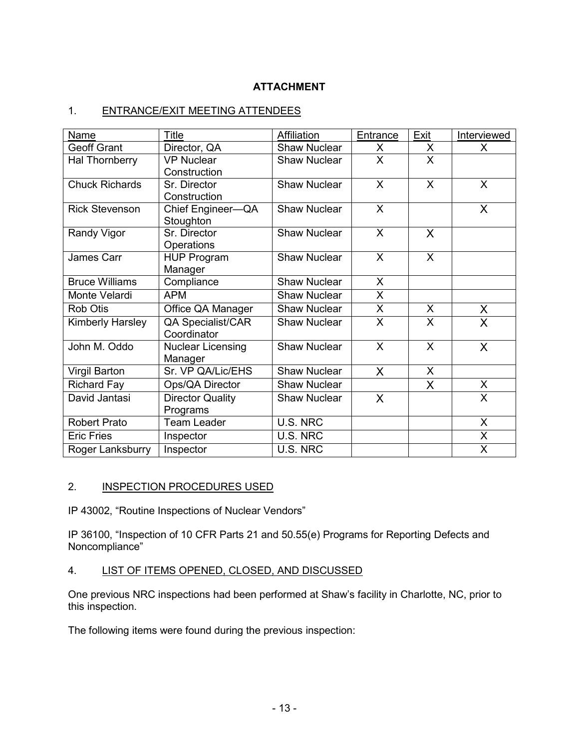## ATTACHMENT

### 1. ENTRANCE/EXIT MEETING ATTENDEES

| Name | Title | Affiliation | Entrance | Exit | Interviewed |
|---|---|---|---|---|---|
| Geoff Grant | Director, QA | Shaw Nuclear | X | X | X |
| Hal Thornberry | VP Nuclear Construction | Shaw Nuclear | X | X | |
| Chuck Richards | Sr. Director Construction | Shaw Nuclear | X | X | X |
| Rick Stevenson | Chief Engineer—QA Stoughton | Shaw Nuclear | X | | X |
| Randy Vigor | Sr. Director Operations | Shaw Nuclear | X | X | |
| James Carr | HUP Program Manager | Shaw Nuclear | X | X | |
| Bruce Williams | Compliance | Shaw Nuclear | X | | |
| Monte Velardi | APM | Shaw Nuclear | X | | |
| Rob Otis | Office QA Manager | Shaw Nuclear | X | X | X |
| Kimberly Harsley | QA Specialist/CAR Coordinator | Shaw Nuclear | X | X | X |
| John M. Oddo | Nuclear Licensing Manager | Shaw Nuclear | X | X | X |
| Virgil Barton | Sr. VP QA/Lic/EHS | Shaw Nuclear | X | X | |
| Richard Fay | Ops/QA Director | Shaw Nuclear | | X | X |
| David Jantasi | Director Quality Programs | Shaw Nuclear | X | | X |
| Robert Prato | Team Leader | U.S. NRC | | | X |
| Eric Fries | Inspector | U.S. NRC | | | X |
| Roger Lanksburry | Inspector | U.S. NRC | | | X |

### 2. INSPECTION PROCEDURES USED

IP 43002, "Routine Inspections of Nuclear Vendors"

IP 36100, "Inspection of 10 CFR Parts 21 and 50.55(e) Programs for Reporting Defects and Noncompliance"

### 4. LIST OF ITEMS OPENED, CLOSED, AND DISCUSSED

One previous NRC inspections had been performed at Shaw's facility in Charlotte, NC, prior to this inspection.

The following items were found during the previous inspection: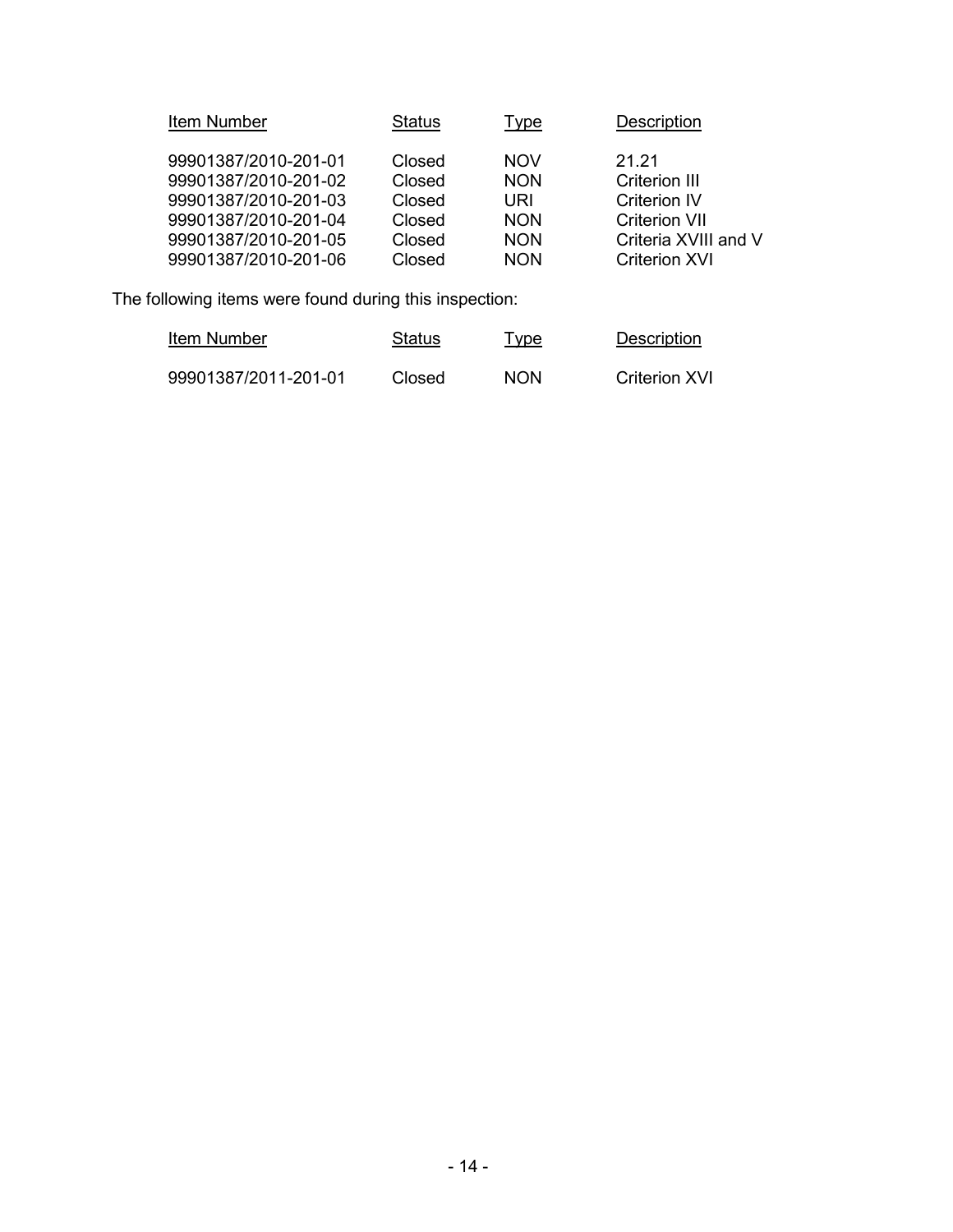| Item Number | Status | Type | Description |
|---|---|---|---|
| 99901387/2010-201-01 | Closed | NOV | 21.21 |
| 99901387/2010-201-02 | Closed | NON | Criterion III |
| 99901387/2010-201-03 | Closed | URI | Criterion IV |
| 99901387/2010-201-04 | Closed | NON | Criterion VII |
| 99901387/2010-201-05 | Closed | NON | Criteria XVIII and V |
| 99901387/2010-201-06 | Closed | NON | Criterion XVI |

The following items were found during this inspection:

| Item Number | Status | Type | Description |
|---|---|---|---|
| 99901387/2011-201-01 | Closed | NON | Criterion XVI |